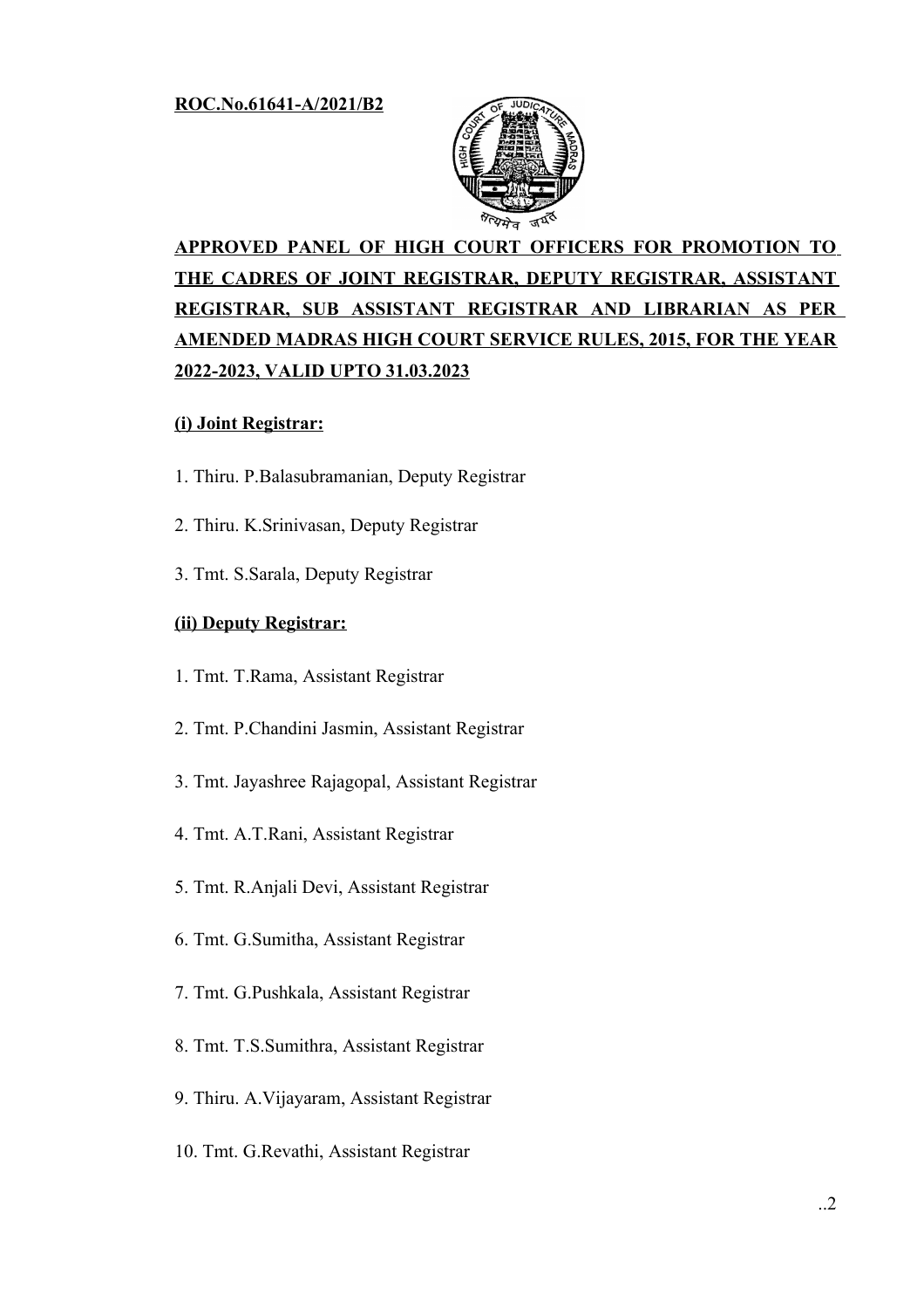**ROC.No.61641-A/2021/B2**

## APPROVED PANEL OF HIGH COURT OFFICERS FOR PROMOTION TO THE CADRES OF JOINT REGISTRAR, DEPUTY REGISTRAR, ASSISTANT REGISTRAR, SUB ASSISTANT REGISTRAR AND LIBRARIAN AS PER AMENDED MADRAS HIGH COURT SERVICE RULES, 2015, FOR THE YEAR 2022-2023, VALID UPTO 31.03.2023

### (i) Joint Registrar:

1. Thiru. P.Balasubramanian, Deputy Registrar
2. Thiru. K.Srinivasan, Deputy Registrar
3. Tmt. S.Sarala, Deputy Registrar

### (ii) Deputy Registrar:

1. Tmt. T.Rama, Assistant Registrar
2. Tmt. P.Chandini Jasmin, Assistant Registrar
3. Tmt. Jayashree Rajagopal, Assistant Registrar
4. Tmt. A.T.Rani, Assistant Registrar
5. Tmt. R.Anjali Devi, Assistant Registrar
6. Tmt. G.Sumitha, Assistant Registrar
7. Tmt. G.Pushkala, Assistant Registrar
8. Tmt. T.S.Sumithra, Assistant Registrar
9. Thiru. A.Vijayaram, Assistant Registrar
10. Tmt. G.Revathi, Assistant Registrar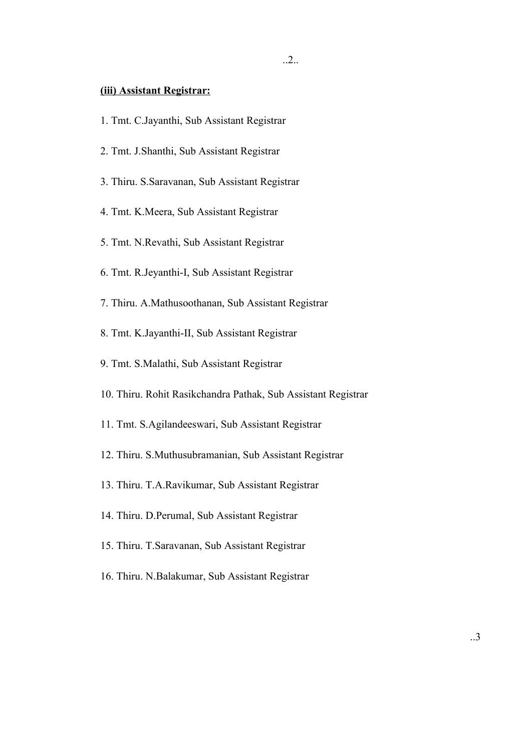**(iii) Assistant Registrar:**

1. Tmt. C.Jayanthi, Sub Assistant Registrar
2. Tmt. J.Shanthi, Sub Assistant Registrar
3. Thiru. S.Saravanan, Sub Assistant Registrar
4. Tmt. K.Meera, Sub Assistant Registrar
5. Tmt. N.Revathi, Sub Assistant Registrar
6. Tmt. R.Jeyanthi-I, Sub Assistant Registrar
7. Thiru. A.Mathusoothanan, Sub Assistant Registrar
8. Tmt. K.Jayanthi-II, Sub Assistant Registrar
9. Tmt. S.Malathi, Sub Assistant Registrar
10. Thiru. Rohit Rasikchandra Pathak, Sub Assistant Registrar
11. Tmt. S.Agilandeeswari, Sub Assistant Registrar
12. Thiru. S.Muthusubramanian, Sub Assistant Registrar
13. Thiru. T.A.Ravikumar, Sub Assistant Registrar
14. Thiru. D.Perumal, Sub Assistant Registrar
15. Thiru. T.Saravanan, Sub Assistant Registrar
16. Thiru. N.Balakumar, Sub Assistant Registrar

..3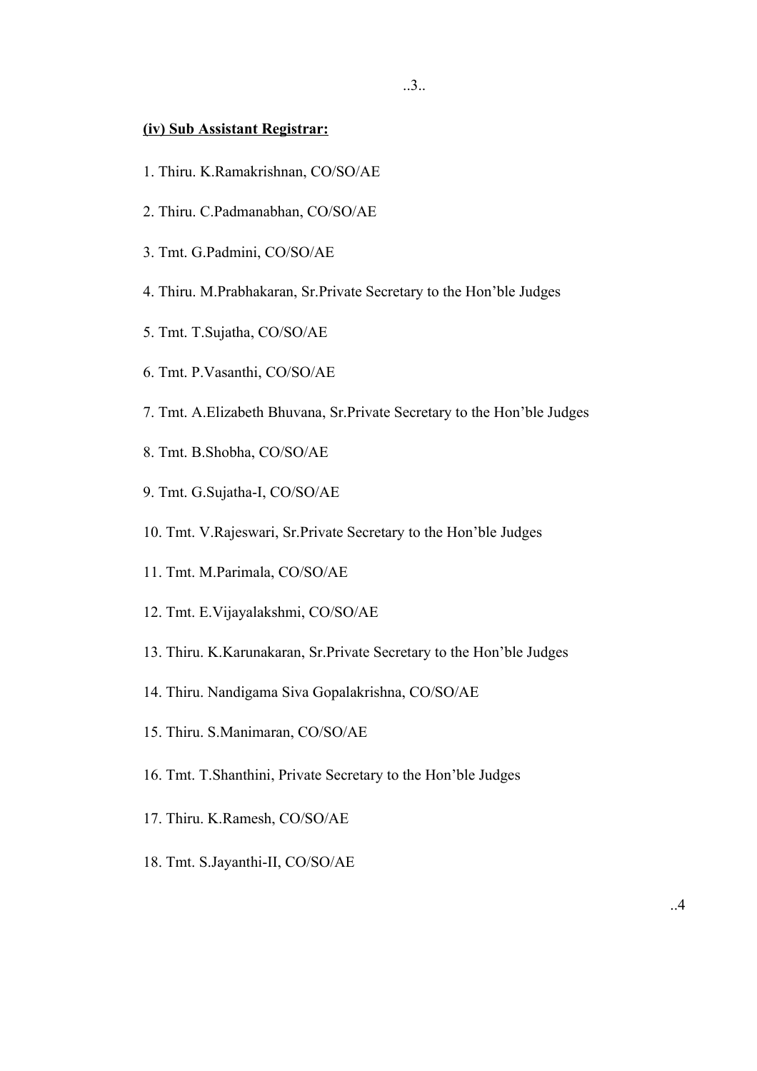**(iv) Sub Assistant Registrar:**

1. Thiru. K.Ramakrishnan, CO/SO/AE
2. Thiru. C.Padmanabhan, CO/SO/AE
3. Tmt. G.Padmini, CO/SO/AE
4. Thiru. M.Prabhakaran, Sr.Private Secretary to the Hon'ble Judges
5. Tmt. T.Sujatha, CO/SO/AE
6. Tmt. P.Vasanthi, CO/SO/AE
7. Tmt. A.Elizabeth Bhuvana, Sr.Private Secretary to the Hon'ble Judges
8. Tmt. B.Shobha, CO/SO/AE
9. Tmt. G.Sujatha-I, CO/SO/AE
10. Tmt. V.Rajeswari, Sr.Private Secretary to the Hon'ble Judges
11. Tmt. M.Parimala, CO/SO/AE
12. Tmt. E.Vijayalakshmi, CO/SO/AE
13. Thiru. K.Karunakaran, Sr.Private Secretary to the Hon'ble Judges
14. Thiru. Nandigama Siva Gopalakrishna, CO/SO/AE
15. Thiru. S.Manimaran, CO/SO/AE
16. Tmt. T.Shanthini, Private Secretary to the Hon'ble Judges
17. Thiru. K.Ramesh, CO/SO/AE
18. Tmt. S.Jayanthi-II, CO/SO/AE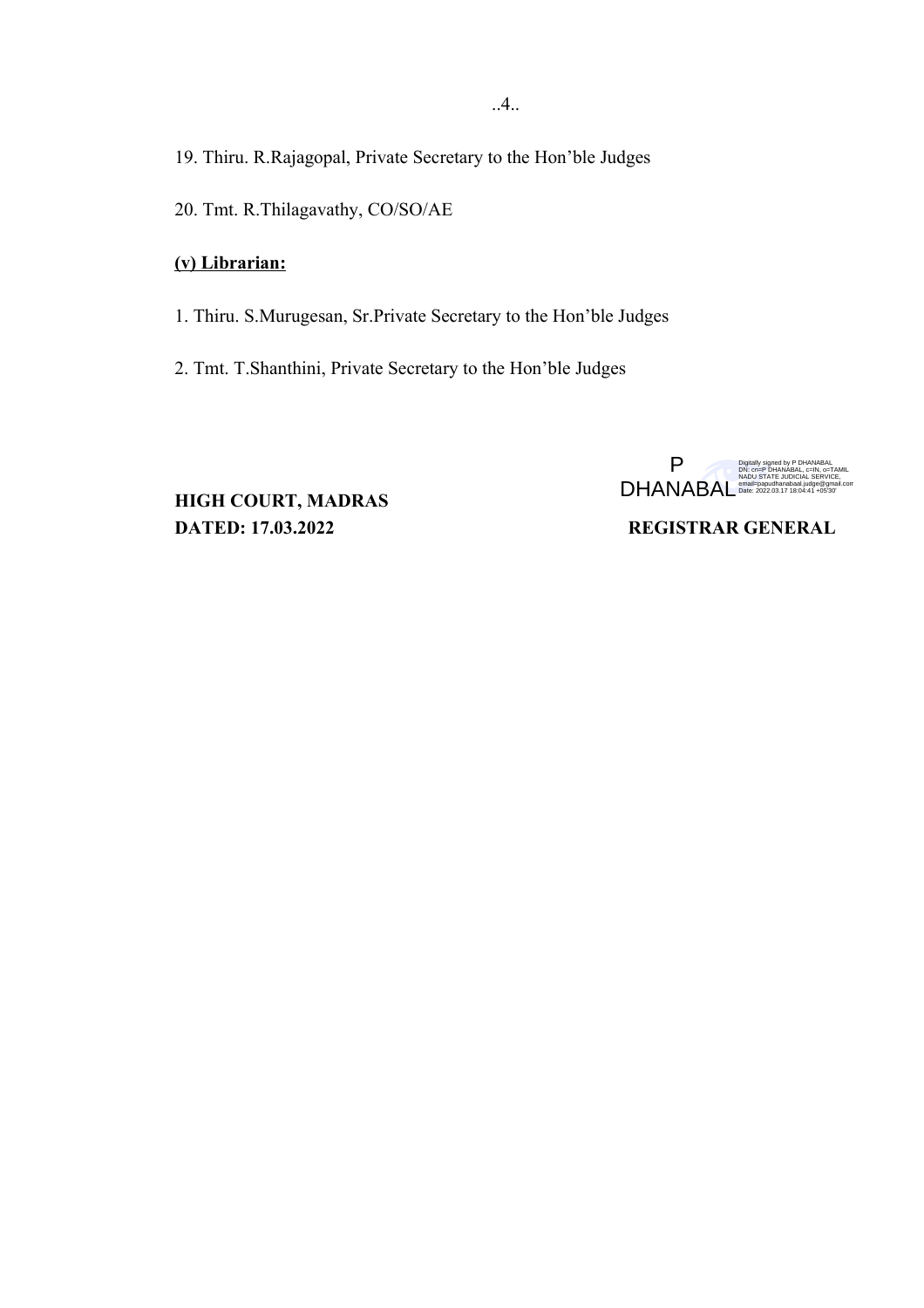19. Thiru. R.Rajagopal, Private Secretary to the Hon'ble Judges

20. Tmt. R.Thilagavathy, CO/SO/AE

**(v) Librarian:**

1. Thiru. S.Murugesan, Sr.Private Secretary to the Hon'ble Judges

2. Tmt. T.Shanthini, Private Secretary to the Hon'ble Judges

P DHANABAL

Digitally signed by P DHANABAL
DN: cn=P DHANABAL, c=IN, o=TAMIL NADU STATE JUDICIAL SERVICE, email=papudhanabaal.judge@gmail.com
Date: 2022.03.17 18:04:41 +05'30'

**HIGH COURT, MADRAS**
**DATED: 17.03.2022**

**REGISTRAR GENERAL**